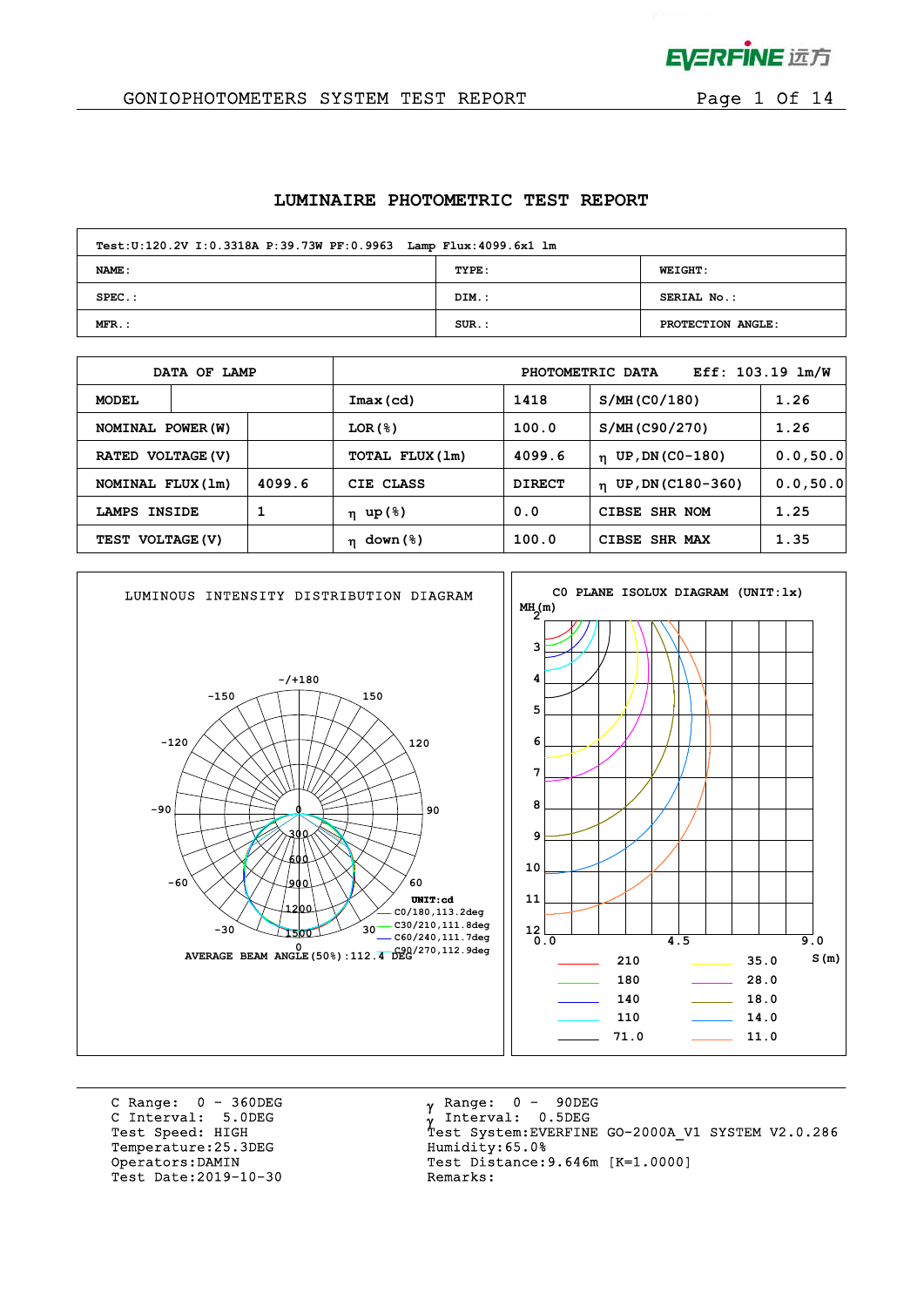# LUMINAIRE PHOTOMETRIC TEST REPORT

| Test:U:120.2V I:0.3318A P:39.73W PF:0.9963 Lamp Flux:4099.6x1 lm | | |
|---|---|---|
| NAME: | TYPE: | WEIGHT: |
| SPEC.: | DIM.: | SERIAL No.: |
| MFR.: | SUR.: | PROTECTION ANGLE: |

| DATA OF LAMP | | PHOTOMETRIC DATA | Eff: 103.19 lm/W | | |
|---|---|---|---|---|---|
| MODEL | | Imax(cd) | 1418 | S/MH(C0/180) | 1.26 |
| NOMINAL POWER(W) | | LOR(%) | 100.0 | S/MH(C90/270) | 1.26 |
| RATED VOLTAGE(V) | | TOTAL FLUX(lm) | 4099.6 | η UP,DN(C0-180) | 0.0,50.0 |
| NOMINAL FLUX(lm) | 4099.6 | CIE CLASS | DIRECT | η UP,DN(C180-360) | 0.0,50.0 |
| LAMPS INSIDE | 1 | η up(%) | 0.0 | CIBSE SHR NOM | 1.25 |
| TEST VOLTAGE(V) | | η down(%) | 100.0 | CIBSE SHR MAX | 1.35 |

**LUMINOUS INTENSITY DISTRIBUTION DIAGRAM**

UNIT:cd
- C0/180,113.2deg
- C30/210,111.8deg
- C60/240,111.7deg
- C90/270,112.9deg

AVERAGE BEAM ANGLE(50%):112.4 DEG

**C0 PLANE ISOLUX DIAGRAM (UNIT:lx)**

| | | | |
|---|---|---|---|
| 210 | | 35.0 | |
| 180 | | 28.0 | |
| 140 | | 18.0 | |
| 110 | | 14.0 | |
| 71.0 | | 11.0 | |

C Range: 0 - 360DEG
C Interval: 5.0DEG
Test Speed: HIGH
Temperature:25.3DEG
Operators:DAMIN
Test Date:2019-10-30

γ Range: 0 - 90DEG
γ Interval: 0.5DEG
Test System:EVERFINE GO-2000A_V1 SYSTEM V2.0.286
Humidity:65.0%
Test Distance:9.646m [K=1.0000]
Remarks: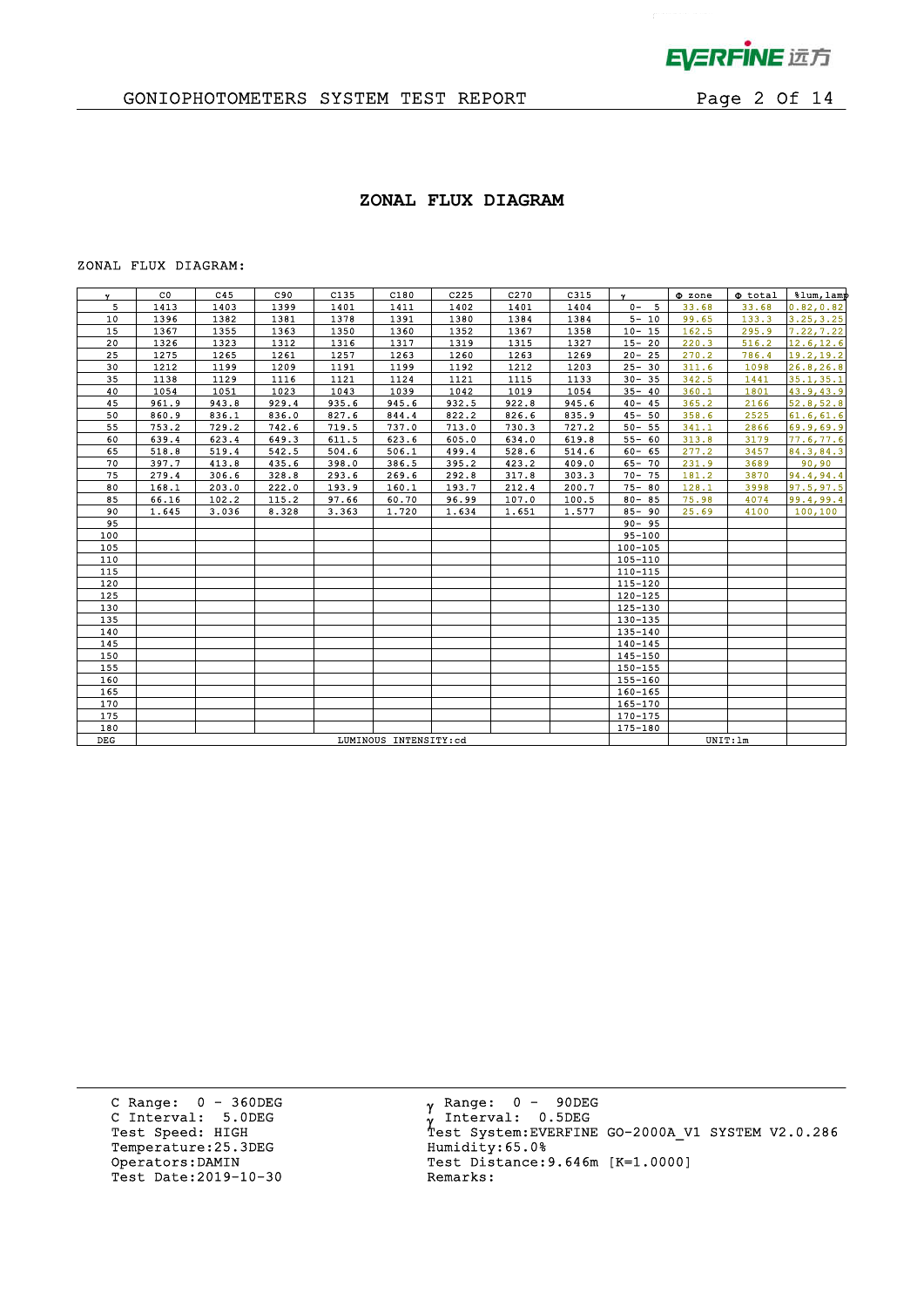## ZONAL FLUX DIAGRAM

ZONAL FLUX DIAGRAM:

| γ | C0 | C45 | C90 | C135 | C180 | C225 | C270 | C315 | γ | Φ zone | Φ total | %lum,lamp |
|---|---|---|---|---|---|---|---|---|---|---|---|---|
| 5 | 1413 | 1403 | 1399 | 1401 | 1411 | 1402 | 1401 | 1404 | 0- 5 | 33.68 | 33.68 | 0.82,0.82 |
| 10 | 1396 | 1382 | 1381 | 1378 | 1391 | 1380 | 1384 | 1384 | 5- 10 | 99.65 | 133.3 | 3.25,3.25 |
| 15 | 1367 | 1355 | 1363 | 1350 | 1360 | 1352 | 1367 | 1358 | 10- 15 | 162.5 | 295.9 | 7.22,7.22 |
| 20 | 1326 | 1323 | 1312 | 1316 | 1317 | 1319 | 1315 | 1327 | 15- 20 | 220.3 | 516.2 | 12.6,12.6 |
| 25 | 1275 | 1265 | 1261 | 1257 | 1263 | 1260 | 1263 | 1269 | 20- 25 | 270.2 | 786.4 | 19.2,19.2 |
| 30 | 1212 | 1199 | 1209 | 1191 | 1199 | 1192 | 1212 | 1203 | 25- 30 | 311.6 | 1098 | 26.8,26.8 |
| 35 | 1138 | 1129 | 1116 | 1121 | 1124 | 1121 | 1115 | 1133 | 30- 35 | 342.5 | 1441 | 35.1,35.1 |
| 40 | 1054 | 1051 | 1023 | 1043 | 1039 | 1042 | 1019 | 1054 | 35- 40 | 360.1 | 1801 | 43.9,43.9 |
| 45 | 961.9 | 943.8 | 929.4 | 935.6 | 945.6 | 932.5 | 922.8 | 945.6 | 40- 45 | 365.2 | 2166 | 52.8,52.8 |
| 50 | 860.9 | 836.1 | 836.0 | 827.6 | 844.4 | 822.2 | 826.6 | 835.9 | 45- 50 | 358.6 | 2525 | 61.6,61.6 |
| 55 | 753.2 | 729.2 | 742.6 | 719.5 | 737.0 | 713.0 | 730.3 | 727.2 | 50- 55 | 341.1 | 2866 | 69.9,69.9 |
| 60 | 639.4 | 623.4 | 649.3 | 611.5 | 623.6 | 605.0 | 634.0 | 619.8 | 55- 60 | 313.8 | 3179 | 77.6,77.6 |
| 65 | 518.8 | 519.4 | 542.5 | 504.6 | 506.1 | 499.4 | 528.6 | 514.6 | 60- 65 | 277.2 | 3457 | 84.3,84.3 |
| 70 | 397.7 | 413.8 | 435.6 | 398.0 | 386.5 | 395.2 | 423.2 | 409.0 | 65- 70 | 231.9 | 3689 | 90,90 |
| 75 | 279.4 | 306.6 | 328.8 | 293.6 | 269.6 | 292.8 | 317.8 | 303.3 | 70- 75 | 181.2 | 3870 | 94.4,94.4 |
| 80 | 168.1 | 203.0 | 222.0 | 193.9 | 160.1 | 193.7 | 212.4 | 200.7 | 75- 80 | 128.1 | 3998 | 97.5,97.5 |
| 85 | 66.16 | 102.2 | 115.2 | 97.66 | 60.70 | 96.99 | 107.0 | 100.5 | 80- 85 | 75.98 | 4074 | 99.4,99.4 |
| 90 | 1.645 | 3.036 | 8.328 | 3.363 | 1.720 | 1.634 | 1.651 | 1.577 | 85- 90 | 25.69 | 4100 | 100,100 |
| 95 | | | | | | | | | 90- 95 | | | |
| 100 | | | | | | | | | 95-100 | | | |
| 105 | | | | | | | | | 100-105 | | | |
| 110 | | | | | | | | | 105-110 | | | |
| 115 | | | | | | | | | 110-115 | | | |
| 120 | | | | | | | | | 115-120 | | | |
| 125 | | | | | | | | | 120-125 | | | |
| 130 | | | | | | | | | 125-130 | | | |
| 135 | | | | | | | | | 130-135 | | | |
| 140 | | | | | | | | | 135-140 | | | |
| 145 | | | | | | | | | 140-145 | | | |
| 150 | | | | | | | | | 145-150 | | | |
| 155 | | | | | | | | | 150-155 | | | |
| 160 | | | | | | | | | 155-160 | | | |
| 165 | | | | | | | | | 160-165 | | | |
| 170 | | | | | | | | | 165-170 | | | |
| 175 | | | | | | | | | 170-175 | | | |
| 180 | | | | | | | | | 175-180 | | | |
| DEG | LUMINOUS INTENSITY:cd | | | | | | | | | UNIT:lm | | |

C Range: 0 - 360DEG
C Interval: 5.0DEG
Test Speed: HIGH
Temperature:25.3DEG
Operators:DAMIN
Test Date:2019-10-30

γ Range: 0 - 90DEG
γ Interval: 0.5DEG
Test System:EVERFINE GO-2000A_V1 SYSTEM V2.0.286
Humidity:65.0%
Test Distance:9.646m [K=1.0000]
Remarks: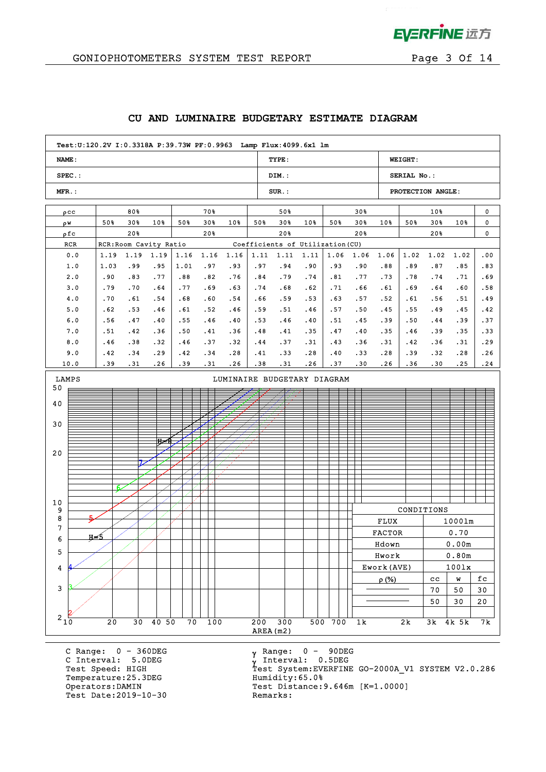## CU AND LUMINAIRE BUDGETARY ESTIMATE DIAGRAM

| Test:U:120.2V I:0.3318A P:39.73W PF:0.9963 Lamp Flux:4099.6x1 lm | | |
|---|---|---|
| NAME: | TYPE: | WEIGHT: |
| SPEC.: | DIM.: | SERIAL No.: |
| MFR.: | SUR.: | PROTECTION ANGLE: |

| ρcc | 80% | | | 70% | | | 50% | | | 30% | | | 10% | | | 0 |
|---|---|---|---|---|---|---|---|---|---|---|---|---|---|---|---|---|
| ρw | 50% | 30% | 10% | 50% | 30% | 10% | 50% | 30% | 10% | 50% | 30% | 10% | 50% | 30% | 10% | 0 |
| ρfc | 20% | | | 20% | | | 20% | | | 20% | | | 20% | | | 0 |
| RCR | RCR:Room Cavity Ratio | | | | | | Coefficients of Utilization(CU) | | | | | | | | | |
| 0.0 | 1.19 | 1.19 | 1.19 | 1.16 | 1.16 | 1.16 | 1.11 | 1.11 | 1.11 | 1.06 | 1.06 | 1.06 | 1.02 | 1.02 | 1.02 | .00 |
| 1.0 | 1.03 | .99 | .95 | 1.01 | .97 | .93 | .97 | .94 | .90 | .93 | .90 | .88 | .89 | .87 | .85 | .83 |
| 2.0 | .90 | .83 | .77 | .88 | .82 | .76 | .84 | .79 | .74 | .81 | .77 | .73 | .78 | .74 | .71 | .69 |
| 3.0 | .79 | .70 | .64 | .77 | .69 | .63 | .74 | .68 | .62 | .71 | .66 | .61 | .69 | .64 | .60 | .58 |
| 4.0 | .70 | .61 | .54 | .68 | .60 | .54 | .66 | .59 | .53 | .63 | .57 | .52 | .61 | .56 | .51 | .49 |
| 5.0 | .62 | .53 | .46 | .61 | .52 | .46 | .59 | .51 | .46 | .57 | .50 | .45 | .55 | .49 | .45 | .42 |
| 6.0 | .56 | .47 | .40 | .55 | .46 | .40 | .53 | .46 | .40 | .51 | .45 | .39 | .50 | .44 | .39 | .37 |
| 7.0 | .51 | .42 | .36 | .50 | .41 | .36 | .48 | .41 | .35 | .47 | .40 | .35 | .46 | .39 | .35 | .33 |
| 8.0 | .46 | .38 | .32 | .46 | .37 | .32 | .44 | .37 | .31 | .43 | .36 | .31 | .42 | .36 | .31 | .29 |
| 9.0 | .42 | .34 | .29 | .42 | .34 | .28 | .41 | .33 | .28 | .40 | .33 | .28 | .39 | .32 | .28 | .26 |
| 10.0 | .39 | .31 | .26 | .39 | .31 | .26 | .38 | .31 | .26 | .37 | .30 | .26 | .36 | .30 | .25 | .24 |

### LUMINAIRE BUDGETARY DIAGRAM

LAMPS (vertical axis: 2–50); AREA(m2) (horizontal axis: 10–7k); curves H=5, H=6, 2, 3, 4, 5, 6, 7

| CONDITIONS | | | |
|---|---|---|---|
| FLUX | 1000lm | | |
| FACTOR | 0.70 | | |
| Hdown | 0.00m | | |
| Hwork | 0.80m | | |
| Ework(AVE) | 100lx | | |
| ρ(%) | cc | w | fc |
| | 70 | 50 | 30 |
| | 50 | 30 | 20 |

C Range: 0 - 360DEG
C Interval: 5.0DEG
Test Speed: HIGH
Temperature:25.3DEG
Operators:DAMIN
Test Date:2019-10-30

γ Range: 0 - 90DEG
γ Interval: 0.5DEG
Test System:EVERFINE GO-2000A_V1 SYSTEM V2.0.286
Humidity:65.0%
Test Distance:9.646m [K=1.0000]
Remarks: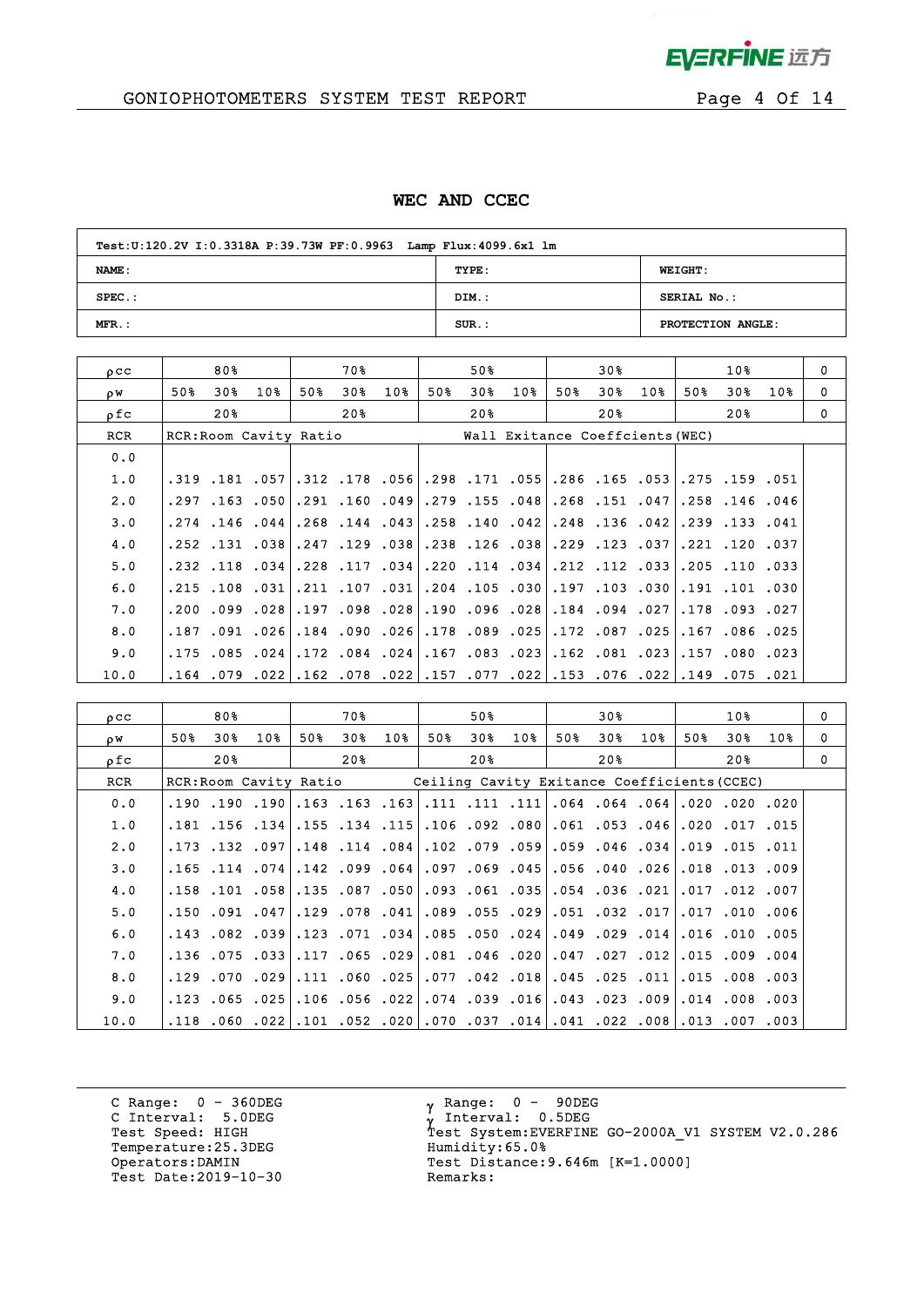# WEC AND CCEC

| Test:U:120.2V I:0.3318A P:39.73W PF:0.9963 Lamp Flux:4099.6x1 lm | | |
|---|---|---|
| NAME: | TYPE: | WEIGHT: |
| SPEC.: | DIM.: | SERIAL No.: |
| MFR.: | SUR.: | PROTECTION ANGLE: |

| ρcc | 80% | | | 70% | | | 50% | | | 30% | | | 10% | | | 0 |
|---|---|---|---|---|---|---|---|---|---|---|---|---|---|---|---|---|
| ρw | 50% | 30% | 10% | 50% | 30% | 10% | 50% | 30% | 10% | 50% | 30% | 10% | 50% | 30% | 10% | 0 |
| ρfc | 20% | | | 20% | | | 20% | | | 20% | | | 20% | | | 0 |
| RCR | RCR:Room Cavity Ratio | | | | | | Wall Exitance Coeffcients(WEC) | | | | | | | | | |
| 0.0 | | | | | | | | | | | | | | | | |
| 1.0 | .319 | .181 | .057 | .312 | .178 | .056 | .298 | .171 | .055 | .286 | .165 | .053 | .275 | .159 | .051 | |
| 2.0 | .297 | .163 | .050 | .291 | .160 | .049 | .279 | .155 | .048 | .268 | .151 | .047 | .258 | .146 | .046 | |
| 3.0 | .274 | .146 | .044 | .268 | .144 | .043 | .258 | .140 | .042 | .248 | .136 | .042 | .239 | .133 | .041 | |
| 4.0 | .252 | .131 | .038 | .247 | .129 | .038 | .238 | .126 | .038 | .229 | .123 | .037 | .221 | .120 | .037 | |
| 5.0 | .232 | .118 | .034 | .228 | .117 | .034 | .220 | .114 | .034 | .212 | .112 | .033 | .205 | .110 | .033 | |
| 6.0 | .215 | .108 | .031 | .211 | .107 | .031 | .204 | .105 | .030 | .197 | .103 | .030 | .191 | .101 | .030 | |
| 7.0 | .200 | .099 | .028 | .197 | .098 | .028 | .190 | .096 | .028 | .184 | .094 | .027 | .178 | .093 | .027 | |
| 8.0 | .187 | .091 | .026 | .184 | .090 | .026 | .178 | .089 | .025 | .172 | .087 | .025 | .167 | .086 | .025 | |
| 9.0 | .175 | .085 | .024 | .172 | .084 | .024 | .167 | .083 | .023 | .162 | .081 | .023 | .157 | .080 | .023 | |
| 10.0 | .164 | .079 | .022 | .162 | .078 | .022 | .157 | .077 | .022 | .153 | .076 | .022 | .149 | .075 | .021 | |

| ρcc | 80% | | | 70% | | | 50% | | | 30% | | | 10% | | | 0 |
|---|---|---|---|---|---|---|---|---|---|---|---|---|---|---|---|---|
| ρw | 50% | 30% | 10% | 50% | 30% | 10% | 50% | 30% | 10% | 50% | 30% | 10% | 50% | 30% | 10% | 0 |
| ρfc | 20% | | | 20% | | | 20% | | | 20% | | | 20% | | | 0 |
| RCR | RCR:Room Cavity Ratio | | | | | Ceiling Cavity Exitance Coefficients(CCEC) | | | | | | | | | | |
| 0.0 | .190 | .190 | .190 | .163 | .163 | .163 | .111 | .111 | .111 | .064 | .064 | .064 | .020 | .020 | .020 | |
| 1.0 | .181 | .156 | .134 | .155 | .134 | .115 | .106 | .092 | .080 | .061 | .053 | .046 | .020 | .017 | .015 | |
| 2.0 | .173 | .132 | .097 | .148 | .114 | .084 | .102 | .079 | .059 | .059 | .046 | .034 | .019 | .015 | .011 | |
| 3.0 | .165 | .114 | .074 | .142 | .099 | .064 | .097 | .069 | .045 | .056 | .040 | .026 | .018 | .013 | .009 | |
| 4.0 | .158 | .101 | .058 | .135 | .087 | .050 | .093 | .061 | .035 | .054 | .036 | .021 | .017 | .012 | .007 | |
| 5.0 | .150 | .091 | .047 | .129 | .078 | .041 | .089 | .055 | .029 | .051 | .032 | .017 | .017 | .010 | .006 | |
| 6.0 | .143 | .082 | .039 | .123 | .071 | .034 | .085 | .050 | .024 | .049 | .029 | .014 | .016 | .010 | .005 | |
| 7.0 | .136 | .075 | .033 | .117 | .065 | .029 | .081 | .046 | .020 | .047 | .027 | .012 | .015 | .009 | .004 | |
| 8.0 | .129 | .070 | .029 | .111 | .060 | .025 | .077 | .042 | .018 | .045 | .025 | .011 | .015 | .008 | .003 | |
| 9.0 | .123 | .065 | .025 | .106 | .056 | .022 | .074 | .039 | .016 | .043 | .023 | .009 | .014 | .008 | .003 | |
| 10.0 | .118 | .060 | .022 | .101 | .052 | .020 | .070 | .037 | .014 | .041 | .022 | .008 | .013 | .007 | .003 | |

C Range: 0 - 360DEG
C Interval: 5.0DEG
Test Speed: HIGH
Temperature:25.3DEG
Operators:DAMIN
Test Date:2019-10-30

γ Range: 0 - 90DEG
γ Interval: 0.5DEG
Test System:EVERFINE GO-2000A_V1 SYSTEM V2.0.286
Humidity:65.0%
Test Distance:9.646m [K=1.0000]
Remarks: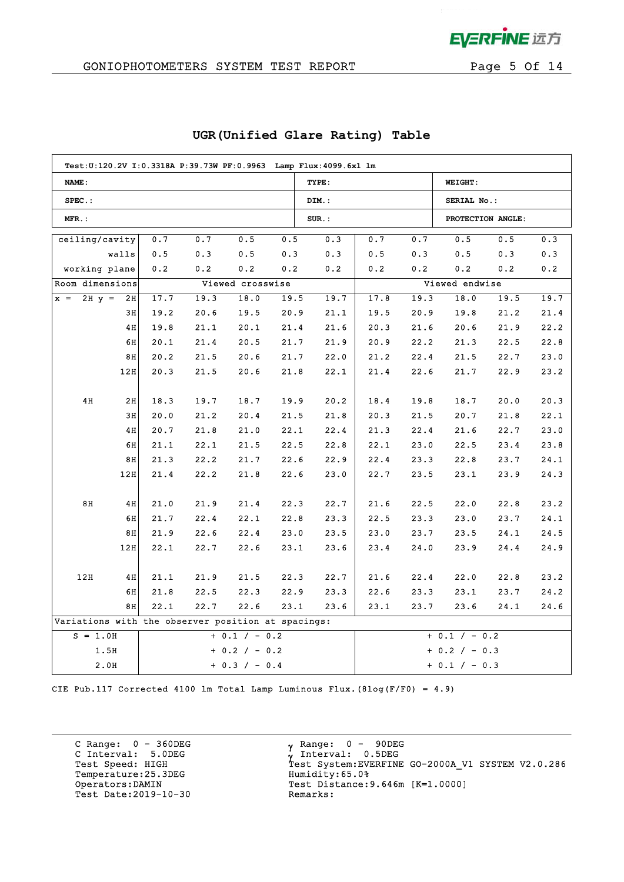## UGR(Unified Glare Rating) Table

| Test:U:120.2V I:0.3318A P:39.73W PF:0.9963 Lamp Flux:4099.6x1 lm | | |
|---|---|---|
| NAME: | TYPE: | WEIGHT: |
| SPEC.: | DIM.: | SERIAL No.: |
| MFR.: | SUR.: | PROTECTION ANGLE: |

| ceiling/cavity | 0.7 | 0.7 | 0.5 | 0.5 | 0.3 | 0.7 | 0.7 | 0.5 | 0.5 | 0.3 |
|---|---|---|---|---|---|---|---|---|---|---|
| walls | 0.5 | 0.3 | 0.5 | 0.3 | 0.3 | 0.5 | 0.3 | 0.5 | 0.3 | 0.3 |
| working plane | 0.2 | 0.2 | 0.2 | 0.2 | 0.2 | 0.2 | 0.2 | 0.2 | 0.2 | 0.2 |
| Room dimensions | Viewed crosswise | | | | | Viewed endwise | | | | |
| x = 2H y = 2H | 17.7 | 19.3 | 18.0 | 19.5 | 19.7 | 17.8 | 19.3 | 18.0 | 19.5 | 19.7 |
| 3H | 19.2 | 20.6 | 19.5 | 20.9 | 21.1 | 19.5 | 20.9 | 19.8 | 21.2 | 21.4 |
| 4H | 19.8 | 21.1 | 20.1 | 21.4 | 21.6 | 20.3 | 21.6 | 20.6 | 21.9 | 22.2 |
| 6H | 20.1 | 21.4 | 20.5 | 21.7 | 21.9 | 20.9 | 22.2 | 21.3 | 22.5 | 22.8 |
| 8H | 20.2 | 21.5 | 20.6 | 21.7 | 22.0 | 21.2 | 22.4 | 21.5 | 22.7 | 23.0 |
| 12H | 20.3 | 21.5 | 20.6 | 21.8 | 22.1 | 21.4 | 22.6 | 21.7 | 22.9 | 23.2 |
| 4H 2H | 18.3 | 19.7 | 18.7 | 19.9 | 20.2 | 18.4 | 19.8 | 18.7 | 20.0 | 20.3 |
| 3H | 20.0 | 21.2 | 20.4 | 21.5 | 21.8 | 20.3 | 21.5 | 20.7 | 21.8 | 22.1 |
| 4H | 20.7 | 21.8 | 21.0 | 22.1 | 22.4 | 21.3 | 22.4 | 21.6 | 22.7 | 23.0 |
| 6H | 21.1 | 22.1 | 21.5 | 22.5 | 22.8 | 22.1 | 23.0 | 22.5 | 23.4 | 23.8 |
| 8H | 21.3 | 22.2 | 21.7 | 22.6 | 22.9 | 22.4 | 23.3 | 22.8 | 23.7 | 24.1 |
| 12H | 21.4 | 22.2 | 21.8 | 22.6 | 23.0 | 22.7 | 23.5 | 23.1 | 23.9 | 24.3 |
| 8H 4H | 21.0 | 21.9 | 21.4 | 22.3 | 22.7 | 21.6 | 22.5 | 22.0 | 22.8 | 23.2 |
| 6H | 21.7 | 22.4 | 22.1 | 22.8 | 23.3 | 22.5 | 23.3 | 23.0 | 23.7 | 24.1 |
| 8H | 21.9 | 22.6 | 22.4 | 23.0 | 23.5 | 23.0 | 23.7 | 23.5 | 24.1 | 24.5 |
| 12H | 22.1 | 22.7 | 22.6 | 23.1 | 23.6 | 23.4 | 24.0 | 23.9 | 24.4 | 24.9 |
| 12H 4H | 21.1 | 21.9 | 21.5 | 22.3 | 22.7 | 21.6 | 22.4 | 22.0 | 22.8 | 23.2 |
| 6H | 21.8 | 22.5 | 22.3 | 22.9 | 23.3 | 22.6 | 23.3 | 23.1 | 23.7 | 24.2 |
| 8H | 22.1 | 22.7 | 22.6 | 23.1 | 23.6 | 23.1 | 23.7 | 23.6 | 24.1 | 24.6 |
| Variations with the observer position at spacings: | | | | | | | | | | |
| S = 1.0H | +0.1 / -0.2 | | | | | +0.1 / -0.2 | | | | |
| 1.5H | +0.2 / -0.2 | | | | | +0.2 / -0.3 | | | | |
| 2.0H | +0.3 / -0.4 | | | | | +0.1 / -0.3 | | | | |

CIE Pub.117 Corrected 4100 lm Total Lamp Luminous Flux.(8log(F/F0) = 4.9)

C Range: 0 - 360DEG
C Interval: 5.0DEG
Test Speed: HIGH
Temperature:25.3DEG
Operators:DAMIN
Test Date:2019-10-30

γ Range: 0 - 90DEG
γ Interval: 0.5DEG
Test System:EVERFINE GO-2000A_V1 SYSTEM V2.0.286
Humidity:65.0%
Test Distance:9.646m [K=1.0000]
Remarks: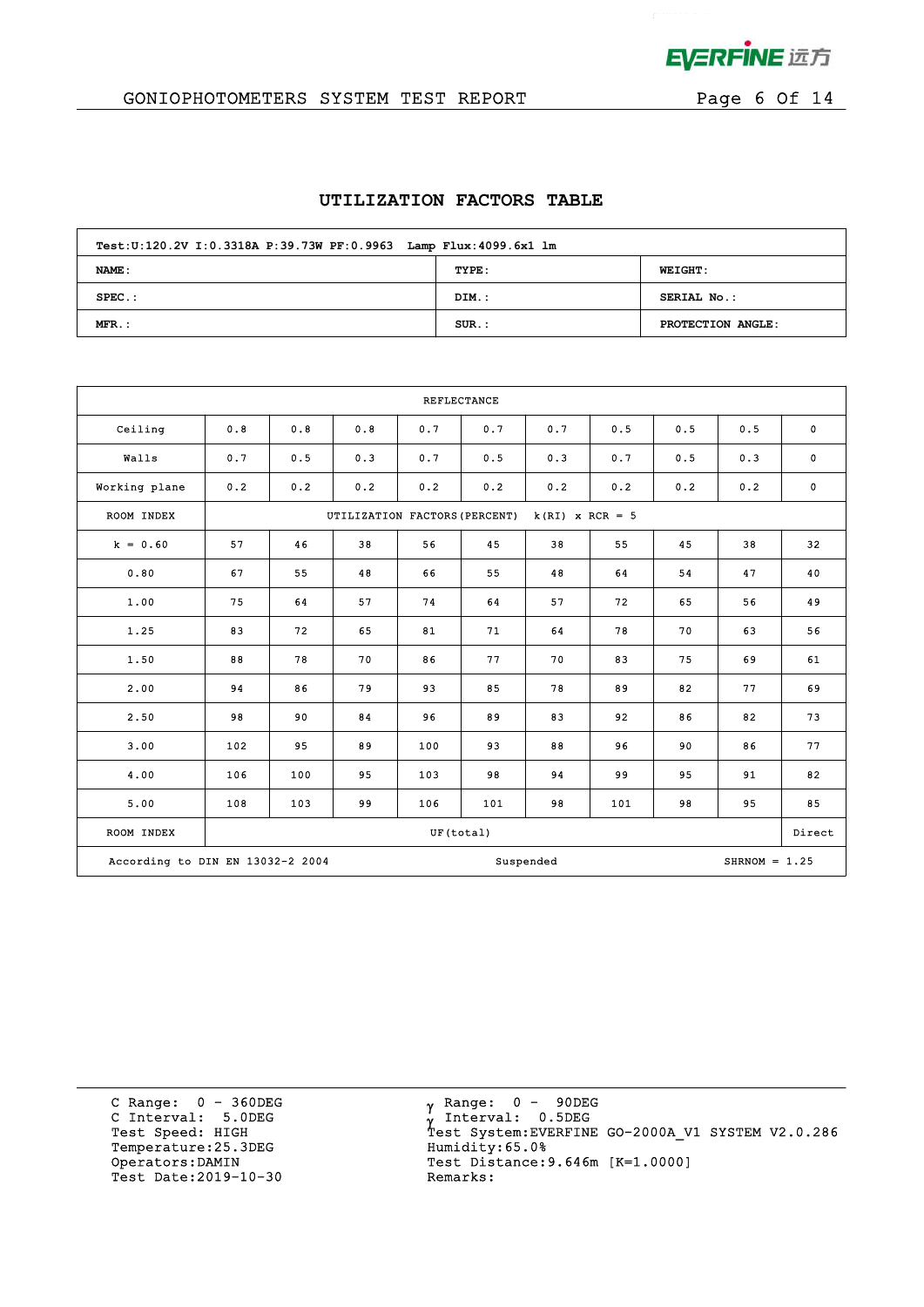## UTILIZATION FACTORS TABLE

| Test:U:120.2V I:0.3318A P:39.73W PF:0.9963 Lamp Flux:4099.6x1 lm | | |
|---|---|---|
| NAME: | TYPE: | WEIGHT: |
| SPEC.: | DIM.: | SERIAL No.: |
| MFR.: | SUR.: | PROTECTION ANGLE: |

| REFLECTANCE | | | | | | | | | | |
|---|---|---|---|---|---|---|---|---|---|---|
| Ceiling | 0.8 | 0.8 | 0.8 | 0.7 | 0.7 | 0.7 | 0.5 | 0.5 | 0.5 | 0 |
| Walls | 0.7 | 0.5 | 0.3 | 0.7 | 0.5 | 0.3 | 0.7 | 0.5 | 0.3 | 0 |
| Working plane | 0.2 | 0.2 | 0.2 | 0.2 | 0.2 | 0.2 | 0.2 | 0.2 | 0.2 | 0 |
| ROOM INDEX | UTILIZATION FACTORS(PERCENT) k(RI) x RCR = 5 | | | | | | | | | |
| k = 0.60 | 57 | 46 | 38 | 56 | 45 | 38 | 55 | 45 | 38 | 32 |
| 0.80 | 67 | 55 | 48 | 66 | 55 | 48 | 64 | 54 | 47 | 40 |
| 1.00 | 75 | 64 | 57 | 74 | 64 | 57 | 72 | 65 | 56 | 49 |
| 1.25 | 83 | 72 | 65 | 81 | 71 | 64 | 78 | 70 | 63 | 56 |
| 1.50 | 88 | 78 | 70 | 86 | 77 | 70 | 83 | 75 | 69 | 61 |
| 2.00 | 94 | 86 | 79 | 93 | 85 | 78 | 89 | 82 | 77 | 69 |
| 2.50 | 98 | 90 | 84 | 96 | 89 | 83 | 92 | 86 | 82 | 73 |
| 3.00 | 102 | 95 | 89 | 100 | 93 | 88 | 96 | 90 | 86 | 77 |
| 4.00 | 106 | 100 | 95 | 103 | 98 | 94 | 99 | 95 | 91 | 82 |
| 5.00 | 108 | 103 | 99 | 106 | 101 | 98 | 101 | 98 | 95 | 85 |
| ROOM INDEX | UF(total) | | | | | | | | | Direct |
| According to DIN EN 13032-2 2004 | | | | Suspended | | | | SHRNOM = 1.25 | | |

C Range: 0 - 360DEG
C Interval: 5.0DEG
Test Speed: HIGH
Temperature:25.3DEG
Operators:DAMIN
Test Date:2019-10-30

γ Range: 0 - 90DEG
γ Interval: 0.5DEG
Test System:EVERFINE GO-2000A_V1 SYSTEM V2.0.286
Humidity:65.0%
Test Distance:9.646m [K=1.0000]
Remarks: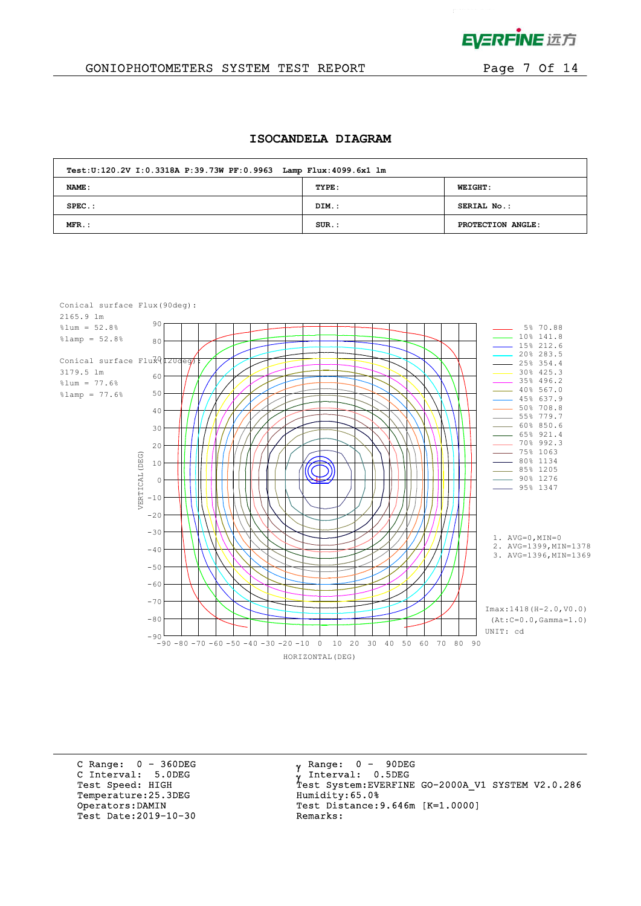## ISOCANDELA DIAGRAM

| Test:U:120.2V I:0.3318A P:39.73W PF:0.9963 Lamp Flux:4099.6x1 lm | | |
|---|---|---|
| **NAME:** | **TYPE:** | **WEIGHT:** |
| **SPEC.:** | **DIM.:** | **SERIAL No.:** |
| **MFR.:** | **SUR.:** | **PROTECTION ANGLE:** |

Conical surface Flux(90deg):
2165.9 lm
%lum = 52.8%
%lamp = 52.8%

Conical surface Flux(120deg):
3179.5 lm
%lum = 77.6%
%lamp = 77.6%

| Level | cd |
|---|---|
| 5% | 70.88 |
| 10% | 141.8 |
| 15% | 212.6 |
| 20% | 283.5 |
| 25% | 354.4 |
| 30% | 425.3 |
| 35% | 496.2 |
| 40% | 567.0 |
| 45% | 637.9 |
| 50% | 708.8 |
| 55% | 779.7 |
| 60% | 850.6 |
| 65% | 921.4 |
| 70% | 992.3 |
| 75% | 1063 |
| 80% | 1134 |
| 85% | 1205 |
| 90% | 1276 |
| 95% | 1347 |

1. AVG=0,MIN=0
2. AVG=1399,MIN=1378
3. AVG=1396,MIN=1369

Imax:1418(H-2.0,V0.0)
(At:C=0.0,Gamma=1.0)
UNIT: cd

VERTICAL(DEG) / HORIZONTAL(DEG)

C Range: 0 - 360DEG
C Interval: 5.0DEG
Test Speed: HIGH
Temperature:25.3DEG
Operators:DAMIN
Test Date:2019-10-30

γ Range: 0 - 90DEG
γ Interval: 0.5DEG
Test System:EVERFINE GO-2000A_V1 SYSTEM V2.0.286
Humidity:65.0%
Test Distance:9.646m [K=1.0000]
Remarks: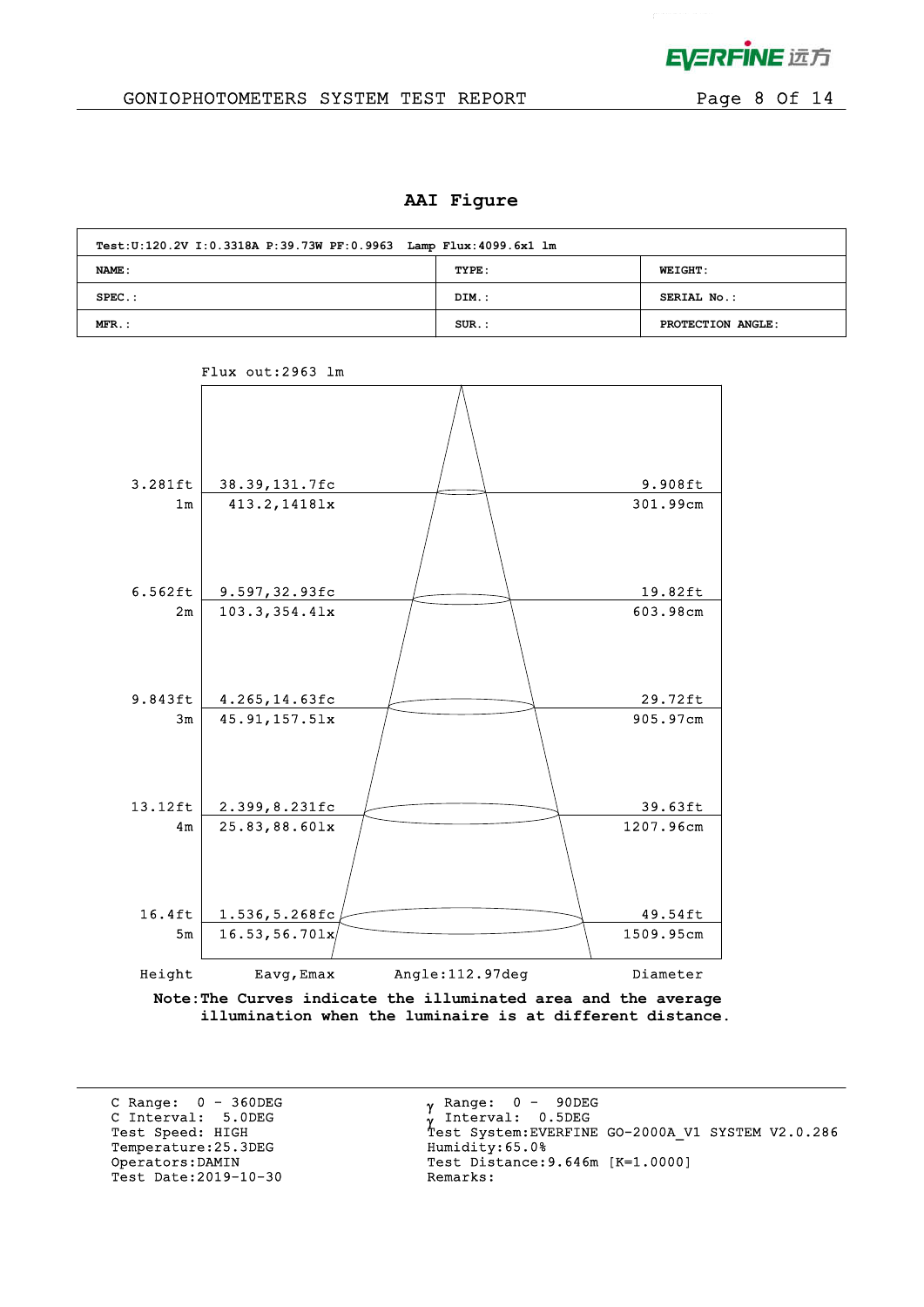## AAI Figure

| Test:U:120.2V I:0.3318A P:39.73W PF:0.9963 Lamp Flux:4099.6x1 lm | | |
|---|---|---|
| NAME: | TYPE: | WEIGHT: |
| SPEC.: | DIM.: | SERIAL No.: |
| MFR.: | SUR.: | PROTECTION ANGLE: |

Flux out:2963 lm

| Height | Eavg,Emax | Diameter |
|---|---|---|
| 3.281ft / 1m | 38.39,131.7fc / 413.2,1418lx | 9.908ft / 301.99cm |
| 6.562ft / 2m | 9.597,32.93fc / 103.3,354.4lx | 19.82ft / 603.98cm |
| 9.843ft / 3m | 4.265,14.63fc / 45.91,157.5lx | 29.72ft / 905.97cm |
| 13.12ft / 4m | 2.399,8.231fc / 25.83,88.60lx | 39.63ft / 1207.96cm |
| 16.4ft / 5m | 1.536,5.268fc / 16.53,56.70lx | 49.54ft / 1509.95cm |

Angle:112.97deg

**Note:The Curves indicate the illuminated area and the average illumination when the luminaire is at different distance.**

C Range: 0 - 360DEG
C Interval: 5.0DEG
Test Speed: HIGH
Temperature:25.3DEG
Operators:DAMIN
Test Date:2019-10-30

γ Range: 0 - 90DEG
γ Interval: 0.5DEG
Test System:EVERFINE GO-2000A_V1 SYSTEM V2.0.286
Humidity:65.0%
Test Distance:9.646m [K=1.0000]
Remarks: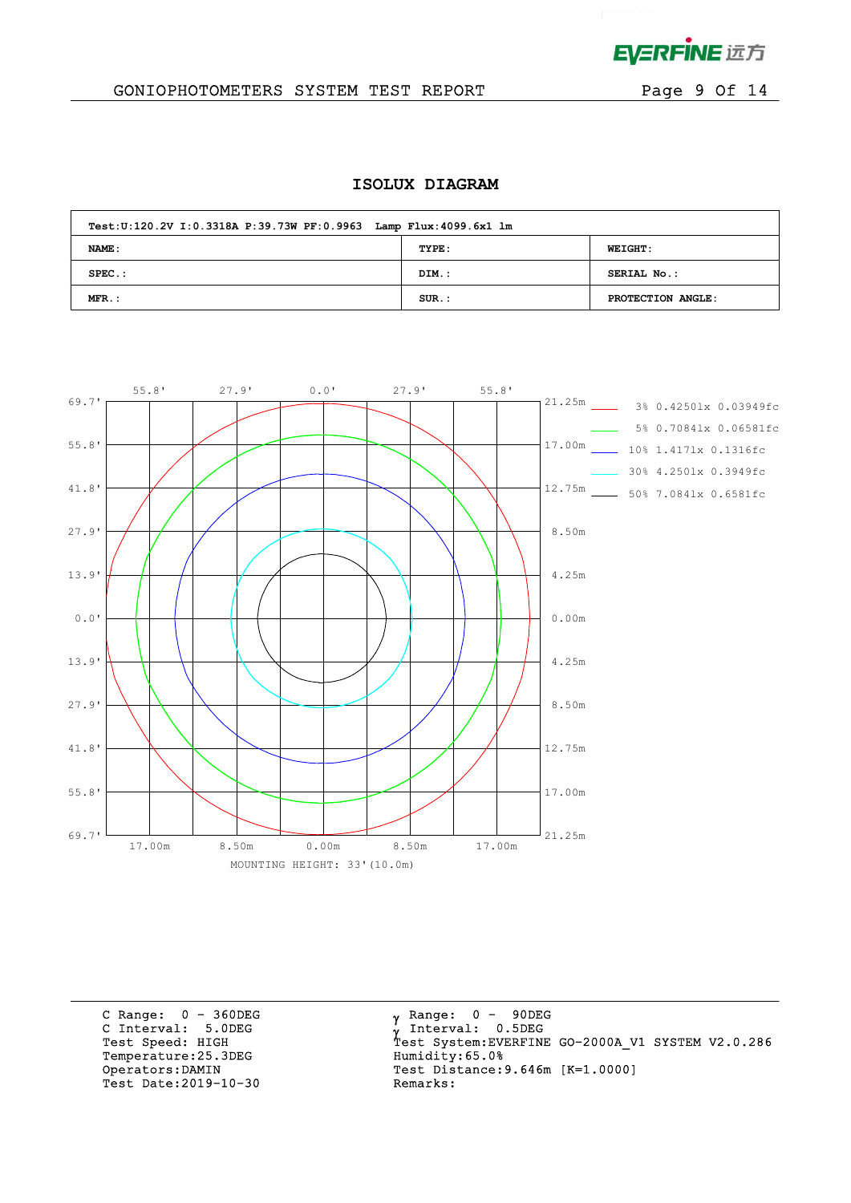GONIOPHOTOMETERS SYSTEM TEST REPORT

## ISOLUX DIAGRAM

| Test:U:120.2V I:0.3318A P:39.73W PF:0.9963 Lamp Flux:4099.6x1 lm | | |
|---|---|---|
| NAME: | TYPE: | WEIGHT: |
| SPEC.: | DIM.: | SERIAL No.: |
| MFR.: | SUR.: | PROTECTION ANGLE: |

| Level | lx | fc |
|---|---|---|
| 3% | 0.4250lx | 0.03949fc |
| 5% | 0.7084lx | 0.06581fc |
| 10% | 1.417lx | 0.1316fc |
| 30% | 4.250lx | 0.3949fc |
| 50% | 7.084lx | 0.6581fc |

MOUNTING HEIGHT: 33'(10.0m)

C Range: 0 - 360DEG
C Interval: 5.0DEG
Test Speed: HIGH
Temperature:25.3DEG
Operators:DAMIN
Test Date:2019-10-30

γ Range: 0 - 90DEG
γ Interval: 0.5DEG
Test System:EVERFINE GO-2000A_V1 SYSTEM V2.0.286
Humidity:65.0%
Test Distance:9.646m [K=1.0000]
Remarks: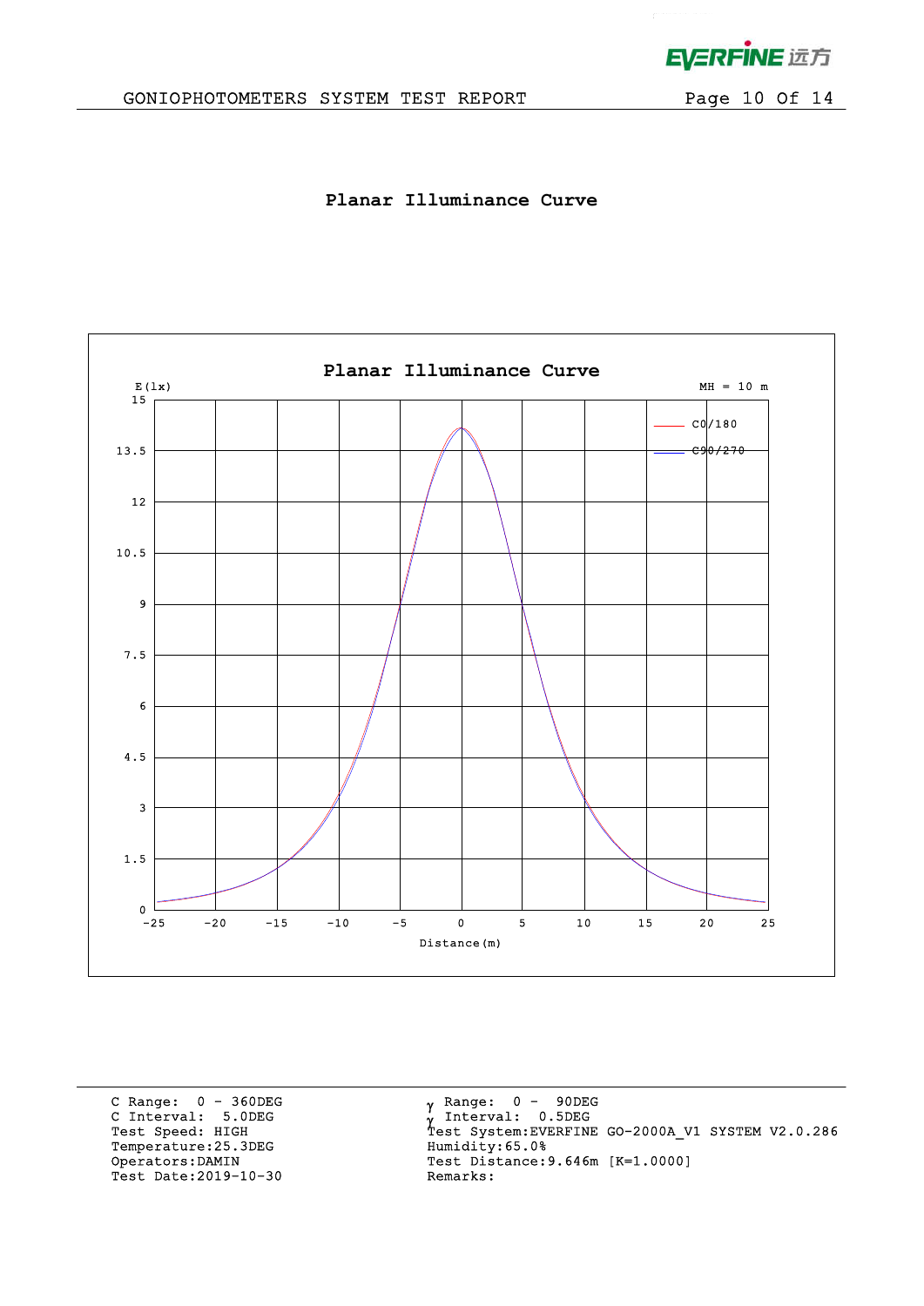# Planar Illuminance Curve

C Range: 0 - 360DEG
C Interval: 5.0DEG
Test Speed: HIGH
Temperature:25.3DEG
Operators:DAMIN
Test Date:2019-10-30

γ Range: 0 - 90DEG
γ Interval: 0.5DEG
Test System:EVERFINE GO-2000A_V1 SYSTEM V2.0.286
Humidity:65.0%
Test Distance:9.646m [K=1.0000]
Remarks: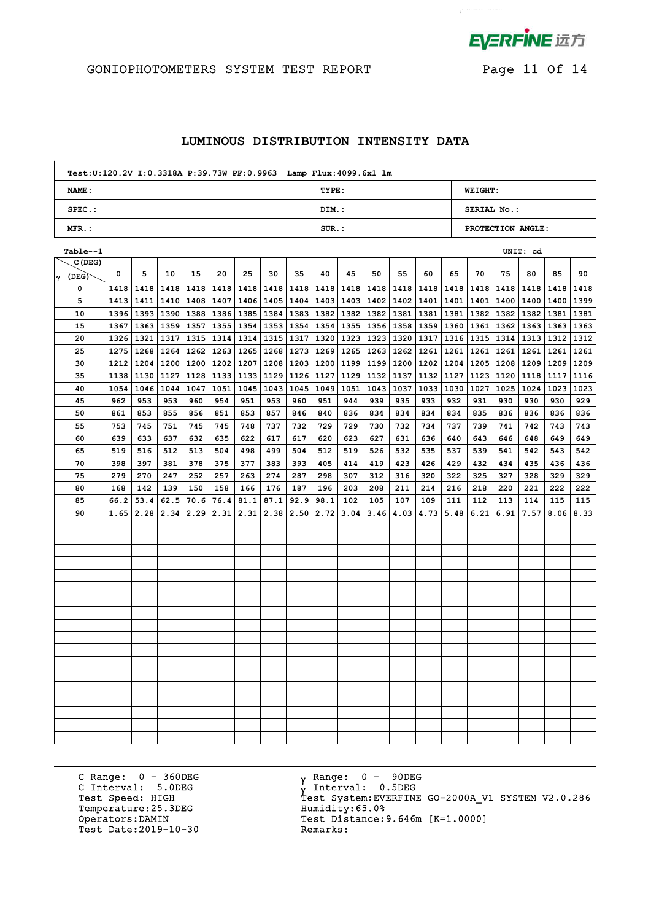GONIOPHOTOMETERS SYSTEM TEST REPORT

# LUMINOUS DISTRIBUTION INTENSITY DATA

| Test:U:120.2V I:0.3318A P:39.73W PF:0.9963 Lamp Flux:4099.6x1 lm | | |
|---|---|---|
| NAME: | TYPE: | WEIGHT: |
| SPEC.: | DIM.: | SERIAL No.: |
| MFR.: | SUR.: | PROTECTION ANGLE: |

Table--1 UNIT: cd

| γ (DEG) \ C (DEG) | 0 | 5 | 10 | 15 | 20 | 25 | 30 | 35 | 40 | 45 | 50 | 55 | 60 | 65 | 70 | 75 | 80 | 85 | 90 |
|---|---|---|---|---|---|---|---|---|---|---|---|---|---|---|---|---|---|---|---|
| 0 | 1418 | 1418 | 1418 | 1418 | 1418 | 1418 | 1418 | 1418 | 1418 | 1418 | 1418 | 1418 | 1418 | 1418 | 1418 | 1418 | 1418 | 1418 | 1418 |
| 5 | 1413 | 1411 | 1410 | 1408 | 1407 | 1406 | 1405 | 1404 | 1403 | 1403 | 1402 | 1402 | 1401 | 1401 | 1401 | 1400 | 1400 | 1400 | 1399 |
| 10 | 1396 | 1393 | 1390 | 1388 | 1386 | 1385 | 1384 | 1383 | 1382 | 1382 | 1382 | 1381 | 1381 | 1381 | 1382 | 1382 | 1382 | 1381 | 1381 |
| 15 | 1367 | 1363 | 1359 | 1357 | 1355 | 1354 | 1353 | 1354 | 1354 | 1355 | 1356 | 1358 | 1359 | 1360 | 1361 | 1362 | 1363 | 1363 | 1363 |
| 20 | 1326 | 1321 | 1317 | 1315 | 1314 | 1314 | 1315 | 1317 | 1320 | 1323 | 1323 | 1320 | 1317 | 1316 | 1315 | 1314 | 1313 | 1312 | 1312 |
| 25 | 1275 | 1268 | 1264 | 1262 | 1263 | 1265 | 1268 | 1273 | 1269 | 1265 | 1263 | 1262 | 1261 | 1261 | 1261 | 1261 | 1261 | 1261 | 1261 |
| 30 | 1212 | 1204 | 1200 | 1200 | 1202 | 1207 | 1208 | 1203 | 1200 | 1199 | 1199 | 1200 | 1202 | 1204 | 1205 | 1208 | 1209 | 1209 | 1209 |
| 35 | 1138 | 1130 | 1127 | 1128 | 1133 | 1133 | 1129 | 1126 | 1127 | 1129 | 1132 | 1137 | 1132 | 1127 | 1123 | 1120 | 1118 | 1117 | 1116 |
| 40 | 1054 | 1046 | 1044 | 1047 | 1051 | 1045 | 1043 | 1045 | 1049 | 1051 | 1043 | 1037 | 1033 | 1030 | 1027 | 1025 | 1024 | 1023 | 1023 |
| 45 | 962 | 953 | 953 | 960 | 954 | 951 | 953 | 960 | 951 | 944 | 939 | 935 | 933 | 932 | 931 | 930 | 930 | 930 | 929 |
| 50 | 861 | 853 | 855 | 856 | 851 | 853 | 857 | 846 | 840 | 836 | 834 | 834 | 834 | 834 | 835 | 836 | 836 | 836 | 836 |
| 55 | 753 | 745 | 751 | 745 | 745 | 748 | 737 | 732 | 729 | 729 | 730 | 732 | 734 | 737 | 739 | 741 | 742 | 743 | 743 |
| 60 | 639 | 633 | 637 | 632 | 635 | 622 | 617 | 617 | 620 | 623 | 627 | 631 | 636 | 640 | 643 | 646 | 648 | 649 | 649 |
| 65 | 519 | 516 | 512 | 513 | 504 | 498 | 499 | 504 | 512 | 519 | 526 | 532 | 535 | 537 | 539 | 541 | 542 | 543 | 542 |
| 70 | 398 | 397 | 381 | 378 | 375 | 377 | 383 | 393 | 405 | 414 | 419 | 423 | 426 | 429 | 432 | 434 | 435 | 436 | 436 |
| 75 | 279 | 270 | 247 | 252 | 257 | 263 | 274 | 287 | 298 | 307 | 312 | 316 | 320 | 322 | 325 | 327 | 328 | 329 | 329 |
| 80 | 168 | 142 | 139 | 150 | 158 | 166 | 176 | 187 | 196 | 203 | 208 | 211 | 214 | 216 | 218 | 220 | 221 | 222 | 222 |
| 85 | 66.2 | 53.4 | 62.5 | 70.6 | 76.4 | 81.1 | 87.1 | 92.9 | 98.1 | 102 | 105 | 107 | 109 | 111 | 112 | 113 | 114 | 115 | 115 |
| 90 | 1.65 | 2.28 | 2.34 | 2.29 | 2.31 | 2.31 | 2.38 | 2.50 | 2.72 | 3.04 | 3.46 | 4.03 | 4.73 | 5.48 | 6.21 | 6.91 | 7.57 | 8.06 | 8.33 |

C Range: 0 - 360DEG
C Interval: 5.0DEG
Test Speed: HIGH
Temperature:25.3DEG
Operators:DAMIN
Test Date:2019-10-30

γ Range: 0 - 90DEG
γ Interval: 0.5DEG
Test System:EVERFINE GO-2000A_V1 SYSTEM V2.0.286
Humidity:65.0%
Test Distance:9.646m [K=1.0000]
Remarks: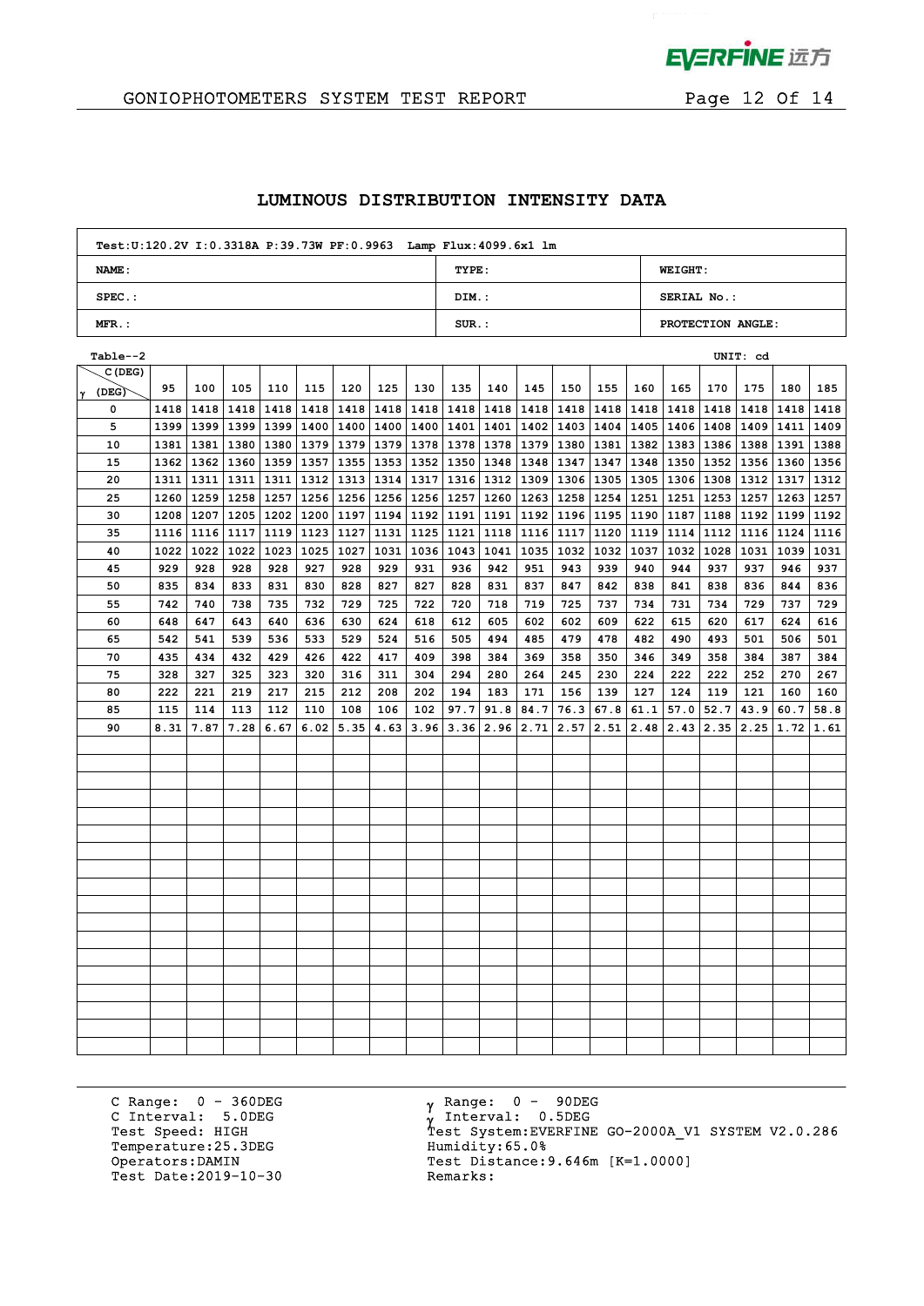## LUMINOUS DISTRIBUTION INTENSITY DATA

| Test:U:120.2V I:0.3318A P:39.73W PF:0.9963 Lamp Flux:4099.6x1 lm | | |
|---|---|---|
| NAME: | TYPE: | WEIGHT: |
| SPEC.: | DIM.: | SERIAL No.: |
| MFR.: | SUR.: | PROTECTION ANGLE: |

Table--2 UNIT: cd

| γ (DEG) \ C (DEG) | 95 | 100 | 105 | 110 | 115 | 120 | 125 | 130 | 135 | 140 | 145 | 150 | 155 | 160 | 165 | 170 | 175 | 180 | 185 |
|---|---|---|---|---|---|---|---|---|---|---|---|---|---|---|---|---|---|---|---|
| 0 | 1418 | 1418 | 1418 | 1418 | 1418 | 1418 | 1418 | 1418 | 1418 | 1418 | 1418 | 1418 | 1418 | 1418 | 1418 | 1418 | 1418 | 1418 | 1418 |
| 5 | 1399 | 1399 | 1399 | 1399 | 1400 | 1400 | 1400 | 1400 | 1401 | 1401 | 1402 | 1403 | 1404 | 1405 | 1406 | 1408 | 1409 | 1411 | 1409 |
| 10 | 1381 | 1381 | 1380 | 1380 | 1379 | 1379 | 1379 | 1378 | 1378 | 1378 | 1379 | 1380 | 1381 | 1382 | 1383 | 1386 | 1388 | 1391 | 1388 |
| 15 | 1362 | 1362 | 1360 | 1359 | 1357 | 1355 | 1353 | 1352 | 1350 | 1348 | 1348 | 1347 | 1347 | 1348 | 1350 | 1352 | 1356 | 1360 | 1356 |
| 20 | 1311 | 1311 | 1311 | 1311 | 1312 | 1313 | 1314 | 1317 | 1316 | 1312 | 1309 | 1306 | 1305 | 1305 | 1306 | 1308 | 1312 | 1317 | 1312 |
| 25 | 1260 | 1259 | 1258 | 1257 | 1256 | 1256 | 1256 | 1256 | 1257 | 1260 | 1263 | 1258 | 1254 | 1251 | 1251 | 1253 | 1257 | 1263 | 1257 |
| 30 | 1208 | 1207 | 1205 | 1202 | 1200 | 1197 | 1194 | 1192 | 1191 | 1191 | 1192 | 1196 | 1195 | 1190 | 1187 | 1188 | 1192 | 1199 | 1192 |
| 35 | 1116 | 1116 | 1117 | 1119 | 1123 | 1127 | 1131 | 1125 | 1121 | 1118 | 1116 | 1117 | 1120 | 1119 | 1114 | 1112 | 1116 | 1124 | 1116 |
| 40 | 1022 | 1022 | 1022 | 1023 | 1025 | 1027 | 1031 | 1036 | 1043 | 1041 | 1035 | 1032 | 1032 | 1037 | 1032 | 1028 | 1031 | 1039 | 1031 |
| 45 | 929 | 928 | 928 | 928 | 927 | 928 | 929 | 931 | 936 | 942 | 951 | 943 | 939 | 940 | 944 | 937 | 937 | 946 | 937 |
| 50 | 835 | 834 | 833 | 831 | 830 | 828 | 827 | 827 | 828 | 831 | 837 | 847 | 842 | 838 | 841 | 838 | 836 | 844 | 836 |
| 55 | 742 | 740 | 738 | 735 | 732 | 729 | 725 | 722 | 720 | 718 | 719 | 725 | 737 | 734 | 731 | 734 | 729 | 737 | 729 |
| 60 | 648 | 647 | 643 | 640 | 636 | 630 | 624 | 618 | 612 | 605 | 602 | 602 | 609 | 622 | 615 | 620 | 617 | 624 | 616 |
| 65 | 542 | 541 | 539 | 536 | 533 | 529 | 524 | 516 | 505 | 494 | 485 | 479 | 478 | 482 | 490 | 493 | 501 | 506 | 501 |
| 70 | 435 | 434 | 432 | 429 | 426 | 422 | 417 | 409 | 398 | 384 | 369 | 358 | 350 | 346 | 349 | 358 | 384 | 387 | 384 |
| 75 | 328 | 327 | 325 | 323 | 320 | 316 | 311 | 304 | 294 | 280 | 264 | 245 | 230 | 224 | 222 | 222 | 252 | 270 | 267 |
| 80 | 222 | 221 | 219 | 217 | 215 | 212 | 208 | 202 | 194 | 183 | 171 | 156 | 139 | 127 | 124 | 119 | 121 | 160 | 160 |
| 85 | 115 | 114 | 113 | 112 | 110 | 108 | 106 | 102 | 97.7 | 91.8 | 84.7 | 76.3 | 67.8 | 61.1 | 57.0 | 52.7 | 43.9 | 60.7 | 58.8 |
| 90 | 8.31 | 7.87 | 7.28 | 6.67 | 6.02 | 5.35 | 4.63 | 3.96 | 3.36 | 2.96 | 2.71 | 2.57 | 2.51 | 2.48 | 2.43 | 2.35 | 2.25 | 1.72 | 1.61 |

C Range: 0 - 360DEG
C Interval: 5.0DEG
Test Speed: HIGH
Temperature:25.3DEG
Operators:DAMIN
Test Date:2019-10-30

γ Range: 0 - 90DEG
γ Interval: 0.5DEG
Test System:EVERFINE GO-2000A_V1 SYSTEM V2.0.286
Humidity:65.0%
Test Distance:9.646m [K=1.0000]
Remarks: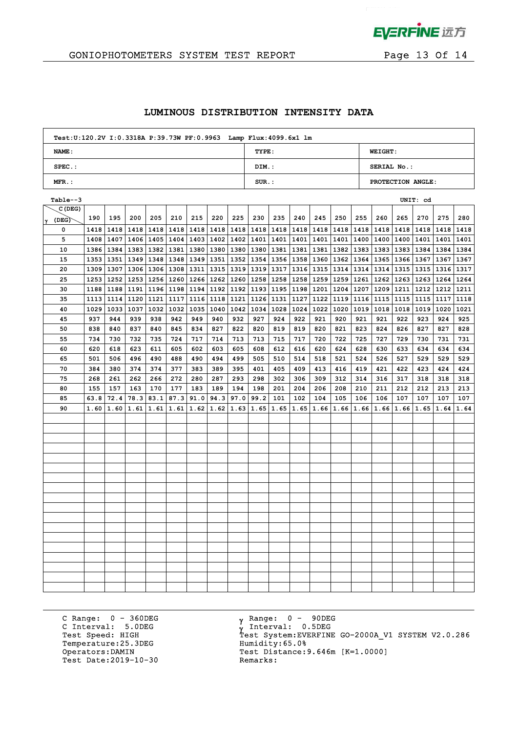## LUMINOUS DISTRIBUTION INTENSITY DATA

| Test:U:120.2V I:0.3318A P:39.73W PF:0.9963 Lamp Flux:4099.6x1 lm | | |
|---|---|---|
| NAME: | TYPE: | WEIGHT: |
| SPEC.: | DIM.: | SERIAL No.: |
| MFR.: | SUR.: | PROTECTION ANGLE: |

Table--3 UNIT: cd

| γ (DEG) \ C (DEG) | 190 | 195 | 200 | 205 | 210 | 215 | 220 | 225 | 230 | 235 | 240 | 245 | 250 | 255 | 260 | 265 | 270 | 275 | 280 |
|---|---|---|---|---|---|---|---|---|---|---|---|---|---|---|---|---|---|---|---|
| 0 | 1418 | 1418 | 1418 | 1418 | 1418 | 1418 | 1418 | 1418 | 1418 | 1418 | 1418 | 1418 | 1418 | 1418 | 1418 | 1418 | 1418 | 1418 | 1418 |
| 5 | 1408 | 1407 | 1406 | 1405 | 1404 | 1403 | 1402 | 1402 | 1401 | 1401 | 1401 | 1401 | 1401 | 1400 | 1400 | 1400 | 1401 | 1401 | 1401 |
| 10 | 1386 | 1384 | 1383 | 1382 | 1381 | 1380 | 1380 | 1380 | 1380 | 1381 | 1381 | 1381 | 1382 | 1383 | 1383 | 1383 | 1384 | 1384 | 1384 |
| 15 | 1353 | 1351 | 1349 | 1348 | 1348 | 1349 | 1351 | 1352 | 1354 | 1356 | 1358 | 1360 | 1362 | 1364 | 1365 | 1366 | 1367 | 1367 | 1367 |
| 20 | 1309 | 1307 | 1306 | 1306 | 1308 | 1311 | 1315 | 1319 | 1319 | 1317 | 1316 | 1315 | 1314 | 1314 | 1314 | 1315 | 1315 | 1316 | 1317 |
| 25 | 1253 | 1252 | 1253 | 1256 | 1260 | 1266 | 1262 | 1260 | 1258 | 1258 | 1258 | 1259 | 1259 | 1261 | 1262 | 1263 | 1263 | 1264 | 1264 |
| 30 | 1188 | 1188 | 1191 | 1196 | 1198 | 1194 | 1192 | 1192 | 1193 | 1195 | 1198 | 1201 | 1204 | 1207 | 1209 | 1211 | 1212 | 1212 | 1211 |
| 35 | 1113 | 1114 | 1120 | 1121 | 1117 | 1116 | 1118 | 1121 | 1126 | 1131 | 1127 | 1122 | 1119 | 1116 | 1115 | 1115 | 1115 | 1117 | 1118 |
| 40 | 1029 | 1033 | 1037 | 1032 | 1032 | 1035 | 1040 | 1042 | 1034 | 1028 | 1024 | 1022 | 1020 | 1019 | 1018 | 1018 | 1019 | 1020 | 1021 |
| 45 | 937 | 944 | 939 | 938 | 942 | 949 | 940 | 932 | 927 | 924 | 922 | 921 | 920 | 921 | 921 | 922 | 923 | 924 | 925 |
| 50 | 838 | 840 | 837 | 840 | 845 | 834 | 827 | 822 | 820 | 819 | 819 | 820 | 821 | 823 | 824 | 826 | 827 | 827 | 828 |
| 55 | 734 | 730 | 732 | 735 | 724 | 717 | 714 | 713 | 713 | 715 | 717 | 720 | 722 | 725 | 727 | 729 | 730 | 731 | 731 |
| 60 | 620 | 618 | 623 | 611 | 605 | 602 | 603 | 605 | 608 | 612 | 616 | 620 | 624 | 628 | 630 | 633 | 634 | 634 | 634 |
| 65 | 501 | 506 | 496 | 490 | 488 | 490 | 494 | 499 | 505 | 510 | 514 | 518 | 521 | 524 | 526 | 527 | 529 | 529 | 529 |
| 70 | 384 | 380 | 374 | 374 | 377 | 383 | 389 | 395 | 401 | 405 | 409 | 413 | 416 | 419 | 421 | 422 | 423 | 424 | 424 |
| 75 | 268 | 261 | 262 | 266 | 272 | 280 | 287 | 293 | 298 | 302 | 306 | 309 | 312 | 314 | 316 | 317 | 318 | 318 | 318 |
| 80 | 155 | 157 | 163 | 170 | 177 | 183 | 189 | 194 | 198 | 201 | 204 | 206 | 208 | 210 | 211 | 212 | 212 | 213 | 213 |
| 85 | 63.8 | 72.4 | 78.3 | 83.1 | 87.3 | 91.0 | 94.3 | 97.0 | 99.2 | 101 | 102 | 104 | 105 | 106 | 106 | 107 | 107 | 107 | 107 |
| 90 | 1.60 | 1.60 | 1.61 | 1.61 | 1.61 | 1.62 | 1.62 | 1.63 | 1.65 | 1.65 | 1.65 | 1.66 | 1.66 | 1.66 | 1.66 | 1.66 | 1.65 | 1.64 | 1.64 |

C Range: 0 - 360DEG
C Interval: 5.0DEG
Test Speed: HIGH
Temperature:25.3DEG
Operators:DAMIN
Test Date:2019-10-30

γ Range: 0 - 90DEG
γ Interval: 0.5DEG
Test System:EVERFINE GO-2000A_V1 SYSTEM V2.0.286
Humidity:65.0%
Test Distance:9.646m [K=1.0000]
Remarks: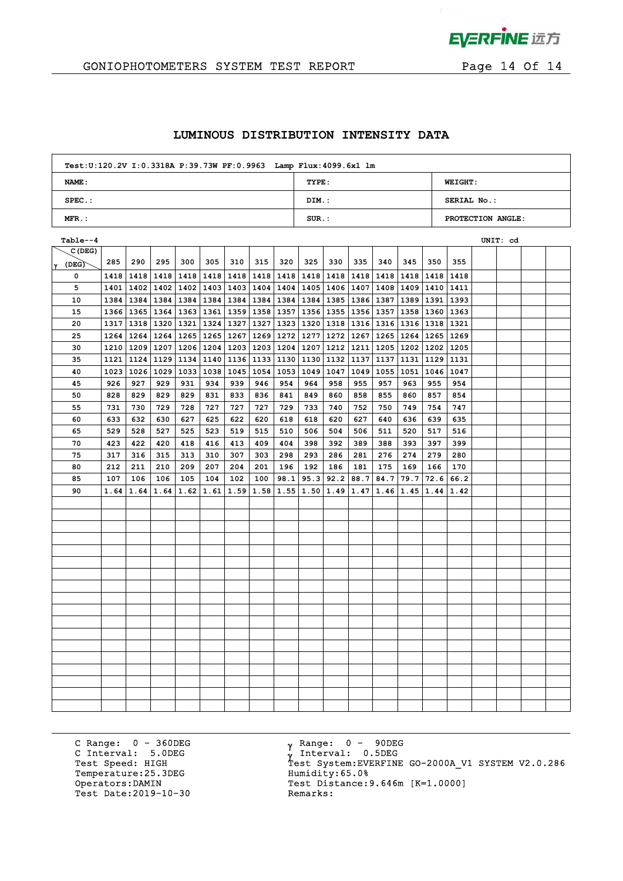## LUMINOUS DISTRIBUTION INTENSITY DATA

| Test:U:120.2V I:0.3318A P:39.73W PF:0.9963 Lamp Flux:4099.6x1 lm | | |
|---|---|---|
| NAME: | TYPE: | WEIGHT: |
| SPEC.: | DIM.: | SERIAL No.: |
| MFR.: | SUR.: | PROTECTION ANGLE: |

Table--4 UNIT: cd

| γ (DEG) \ C (DEG) | 285 | 290 | 295 | 300 | 305 | 310 | 315 | 320 | 325 | 330 | 335 | 340 | 345 | 350 | 355 |
|---|---|---|---|---|---|---|---|---|---|---|---|---|---|---|---|
| 0 | 1418 | 1418 | 1418 | 1418 | 1418 | 1418 | 1418 | 1418 | 1418 | 1418 | 1418 | 1418 | 1418 | 1418 | 1418 |
| 5 | 1401 | 1402 | 1402 | 1402 | 1403 | 1403 | 1404 | 1404 | 1405 | 1406 | 1407 | 1408 | 1409 | 1410 | 1411 |
| 10 | 1384 | 1384 | 1384 | 1384 | 1384 | 1384 | 1384 | 1384 | 1384 | 1385 | 1386 | 1387 | 1389 | 1391 | 1393 |
| 15 | 1366 | 1365 | 1364 | 1363 | 1361 | 1359 | 1358 | 1357 | 1356 | 1355 | 1356 | 1357 | 1358 | 1360 | 1363 |
| 20 | 1317 | 1318 | 1320 | 1321 | 1324 | 1327 | 1327 | 1323 | 1320 | 1318 | 1316 | 1316 | 1316 | 1318 | 1321 |
| 25 | 1264 | 1264 | 1264 | 1265 | 1265 | 1267 | 1269 | 1272 | 1277 | 1272 | 1267 | 1265 | 1264 | 1265 | 1269 |
| 30 | 1210 | 1209 | 1207 | 1206 | 1204 | 1203 | 1203 | 1204 | 1207 | 1212 | 1211 | 1205 | 1202 | 1202 | 1205 |
| 35 | 1121 | 1124 | 1129 | 1134 | 1140 | 1136 | 1133 | 1130 | 1130 | 1132 | 1137 | 1137 | 1131 | 1129 | 1131 |
| 40 | 1023 | 1026 | 1029 | 1033 | 1038 | 1045 | 1054 | 1053 | 1049 | 1047 | 1049 | 1055 | 1051 | 1046 | 1047 |
| 45 | 926 | 927 | 929 | 931 | 934 | 939 | 946 | 954 | 964 | 958 | 955 | 957 | 963 | 955 | 954 |
| 50 | 828 | 829 | 829 | 829 | 831 | 833 | 836 | 841 | 849 | 860 | 858 | 855 | 860 | 857 | 854 |
| 55 | 731 | 730 | 729 | 728 | 727 | 727 | 727 | 729 | 733 | 740 | 752 | 750 | 749 | 754 | 747 |
| 60 | 633 | 632 | 630 | 627 | 625 | 622 | 620 | 618 | 618 | 620 | 627 | 640 | 636 | 639 | 635 |
| 65 | 529 | 528 | 527 | 525 | 523 | 519 | 515 | 510 | 506 | 504 | 506 | 511 | 520 | 517 | 516 |
| 70 | 423 | 422 | 420 | 418 | 416 | 413 | 409 | 404 | 398 | 392 | 389 | 388 | 393 | 397 | 399 |
| 75 | 317 | 316 | 315 | 313 | 310 | 307 | 303 | 298 | 293 | 286 | 281 | 276 | 274 | 279 | 280 |
| 80 | 212 | 211 | 210 | 209 | 207 | 204 | 201 | 196 | 192 | 186 | 181 | 175 | 169 | 166 | 170 |
| 85 | 107 | 106 | 106 | 105 | 104 | 102 | 100 | 98.1 | 95.3 | 92.2 | 88.7 | 84.7 | 79.7 | 72.6 | 66.2 |
| 90 | 1.64 | 1.64 | 1.64 | 1.62 | 1.61 | 1.59 | 1.58 | 1.55 | 1.50 | 1.49 | 1.47 | 1.46 | 1.45 | 1.44 | 1.42 |

C Range: 0 - 360DEG
C Interval: 5.0DEG
Test Speed: HIGH
Temperature:25.3DEG
Operators:DAMIN
Test Date:2019-10-30

γ Range: 0 - 90DEG
γ Interval: 0.5DEG
Test System:EVERFINE GO-2000A_V1 SYSTEM V2.0.286
Humidity:65.0%
Test Distance:9.646m [K=1.0000]
Remarks: